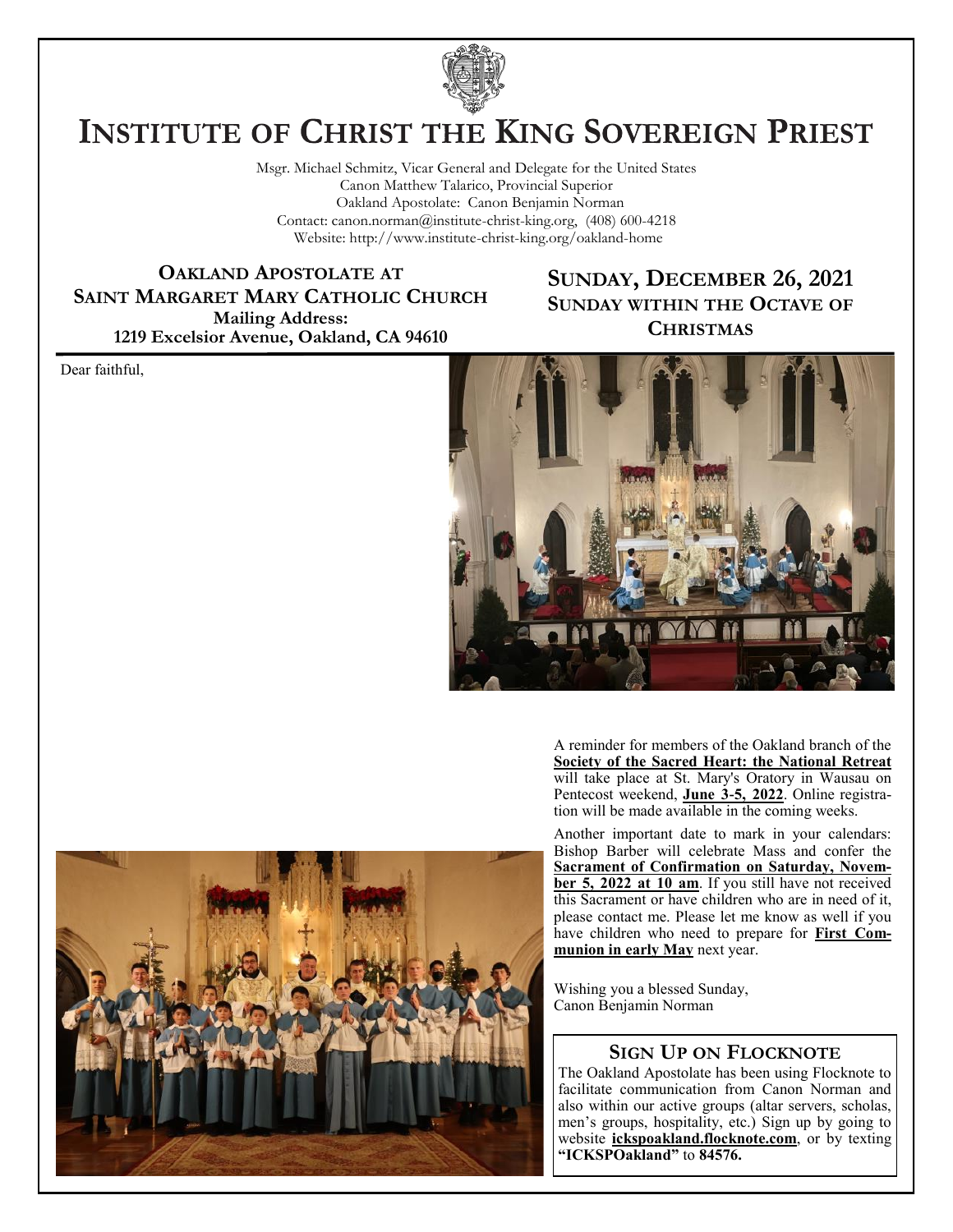# Institute of Christ the King Sovereign Priest

Msgr. Michael Schmitz, Vicar General and Delegate for the United States
Canon Matthew Talarico, Provincial Superior
Oakland Apostolate: Canon Benjamin Norman
Contact: canon.norman@institute-christ-king.org, (408) 600-4218
Website: http://www.institute-christ-king.org/oakland-home

**Oakland Apostolate at Saint Margaret Mary Catholic Church**
**Mailing Address:**
**1219 Excelsior Avenue, Oakland, CA 94610**

## Sunday, December 26, 2021
## Sunday within the Octave of Christmas

Dear faithful,

A reminder for members of the Oakland branch of the **Society of the Sacred Heart: the National Retreat** will take place at St. Mary's Oratory in Wausau on Pentecost weekend, **June 3-5, 2022**. Online registration will be made available in the coming weeks.

Another important date to mark in your calendars: Bishop Barber will celebrate Mass and confer the **Sacrament of Confirmation on Saturday, November 5, 2022 at 10 am**. If you still have not received this Sacrament or have children who are in need of it, please contact me. Please let me know as well if you have children who need to prepare for **First Communion in early May** next year.

Wishing you a blessed Sunday,
Canon Benjamin Norman

### Sign Up on Flocknote

The Oakland Apostolate has been using Flocknote to facilitate communication from Canon Norman and also within our active groups (altar servers, scholas, men's groups, hospitality, etc.) Sign up by going to website **ickspoakland.flocknote.com**, or by texting **"ICKSPOakland"** to **84576.**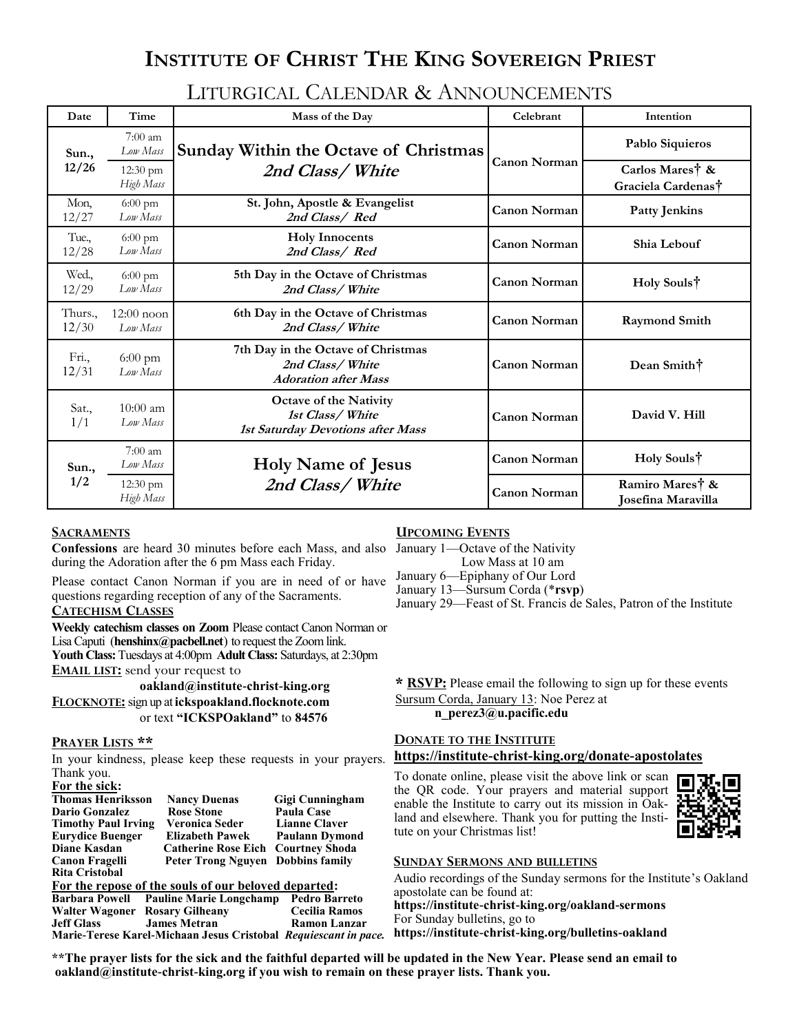# Institute of Christ The King Sovereign Priest

## Liturgical Calendar & Announcements

| Date | Time | Mass of the Day | Celebrant | Intention |
|---|---|---|---|---|
| **Sun., 12/26** | 7:00 am *Low Mass* | **Sunday Within the Octave of Christmas** *2nd Class/ White* | Canon Norman | **Pablo Siquieros** |
| | 12:30 pm *High Mass* | | | **Carlos Mares† & Graciela Cardenas†** |
| Mon, 12/27 | 6:00 pm *Low Mass* | **St. John, Apostle & Evangelist** *2nd Class/ Red* | Canon Norman | **Patty Jenkins** |
| Tue., 12/28 | 6:00 pm *Low Mass* | **Holy Innocents** *2nd Class/ Red* | Canon Norman | **Shia Lebouf** |
| Wed., 12/29 | 6:00 pm *Low Mass* | **5th Day in the Octave of Christmas** *2nd Class/ White* | Canon Norman | **Holy Souls†** |
| Thurs., 12/30 | 12:00 noon *Low Mass* | **6th Day in the Octave of Christmas** *2nd Class/ White* | Canon Norman | **Raymond Smith** |
| Fri., 12/31 | 6:00 pm *Low Mass* | **7th Day in the Octave of Christmas** *2nd Class/ White* *Adoration after Mass* | Canon Norman | **Dean Smith†** |
| Sat., 1/1 | 10:00 am *Low Mass* | **Octave of the Nativity** *1st Class/ White* *1st Saturday Devotions after Mass* | Canon Norman | **David V. Hill** |
| **Sun., 1/2** | 7:00 am *Low Mass* | **Holy Name of Jesus** *2nd Class/ White* | Canon Norman | **Holy Souls†** |
| | 12:30 pm *High Mass* | | Canon Norman | **Ramiro Mares† & Josefina Maravilla** |

### Sacraments

**Confessions** are heard 30 minutes before each Mass, and also during the Adoration after the 6 pm Mass each Friday.

Please contact Canon Norman if you are in need of or have questions regarding reception of any of the Sacraments.

### Catechism Classes

**Weekly catechism classes on Zoom** Please contact Canon Norman or Lisa Caputi (**henshinx@pacbell.net**) to request the Zoom link.
**Youth Class:** Tuesdays at 4:00pm **Adult Class:** Saturdays, at 2:30pm

**Email list:** send your request to **oakland@institute-christ-king.org**

**Flocknote:** sign up at **ickspoakland.flocknote.com** or text **"ICKSPOakland"** to **84576**

### Prayer Lists **

In your kindness, please keep these requests in your prayers. Thank you.

**For the sick:**
**Thomas Henriksson, Nancy Duenas, Gigi Cunningham, Dario Gonzalez, Rose Stone, Paula Case, Timothy Paul Irving, Veronica Seder, Lianne Claver, Eurydice Buenger, Elizabeth Pawek, Paulann Dymond, Diane Kasdan, Catherine Rose Eich, Courtney Shoda, Canon Fragelli, Peter Trong Nguyen, Dobbins family, Rita Cristobal**

**For the repose of the souls of our beloved departed:**
**Barbara Powell, Pauline Marie Longchamp, Pedro Barreto, Walter Wagoner, Rosary Gilheany, Cecilia Ramos, Jeff Glass, James Metran, Ramon Lanzar, Marie-Terese Karel-Michaan Jesus Cristobal** *Requiescant in pace.*

### Upcoming Events

January 1—Octave of the Nativity
Low Mass at 10 am
January 6—Epiphany of Our Lord
January 13—Sursum Corda (***rsvp**)
January 29—Feast of St. Francis de Sales, Patron of the Institute

*** RSVP:** Please email the following to sign up for these events
Sursum Corda, January 13: Noe Perez at **n_perez3@u.pacific.edu**

### Donate to the Institute

**https://institute-christ-king.org/donate-apostolates**

To donate online, please visit the above link or scan the QR code. Your prayers and material support enable the Institute to carry out its mission in Oakland and elsewhere. Thank you for putting the Institute on your Christmas list!

### Sunday Sermons and Bulletins

Audio recordings of the Sunday sermons for the Institute's Oakland apostolate can be found at:
**https://institute-christ-king.org/oakland-sermons**
For Sunday bulletins, go to
**https://institute-christ-king.org/bulletins-oakland**

****The prayer lists for the sick and the faithful departed will be updated in the New Year. Please send an email to oakland@institute-christ-king.org if you wish to remain on these prayer lists. Thank you.**